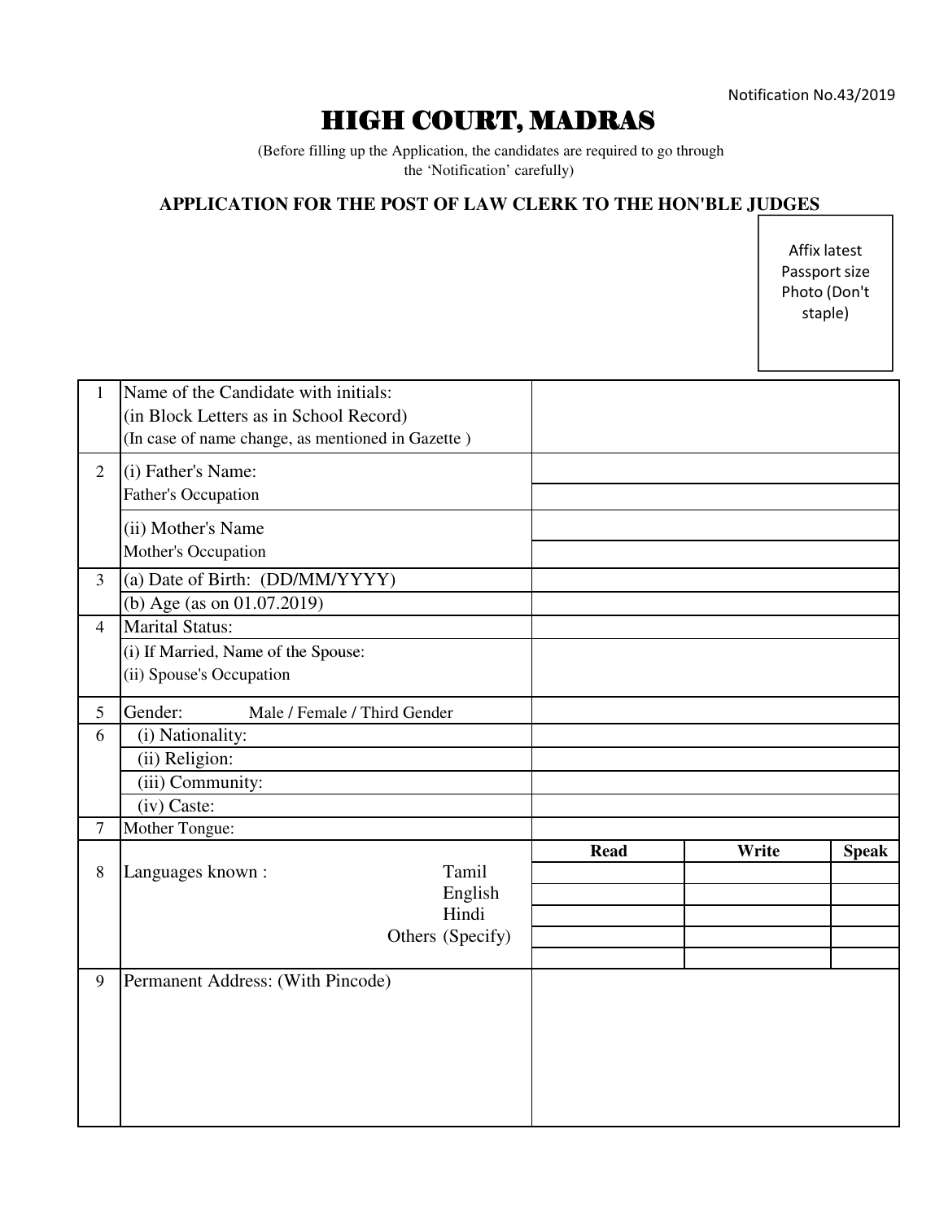Notification No.43/2019

# HIGH COURT, MADRAS

(Before filling up the Application, the candidates are required to go through the 'Notification' carefully)

## APPLICATION FOR THE POST OF LAW CLERK TO THE HON'BLE JUDGES

Affix latest Passport size Photo (Don't staple)

| | | | | |
|---|---|---|---|---|
| 1 | Name of the Candidate with initials:<br>(in Block Letters as in School Record)<br>(In case of name change, as mentioned in Gazette ) | | | |
| 2 | (i) Father's Name: | | | |
| | Father's Occupation | | | |
| | (ii) Mother's Name | | | |
| | Mother's Occupation | | | |
| 3 | (a) Date of Birth: (DD/MM/YYYY) | | | |
| | (b) Age (as on 01.07.2019) | | | |
| 4 | Marital Status: | | | |
| | (i) If Married, Name of the Spouse:<br>(ii) Spouse's Occupation | | | |
| 5 | Gender: Male / Female / Third Gender | | | |
| 6 | (i) Nationality: | | | |
| | (ii) Religion: | | | |
| | (iii) Community: | | | |
| | (iv) Caste: | | | |
| 7 | Mother Tongue: | | | |
| 8 | Languages known : | **Read** | **Write** | **Speak** |
| | Tamil | | | |
| | English | | | |
| | Hindi | | | |
| | Others (Specify) | | | |
| | | | | |
| 9 | Permanent Address: (With Pincode) | | | |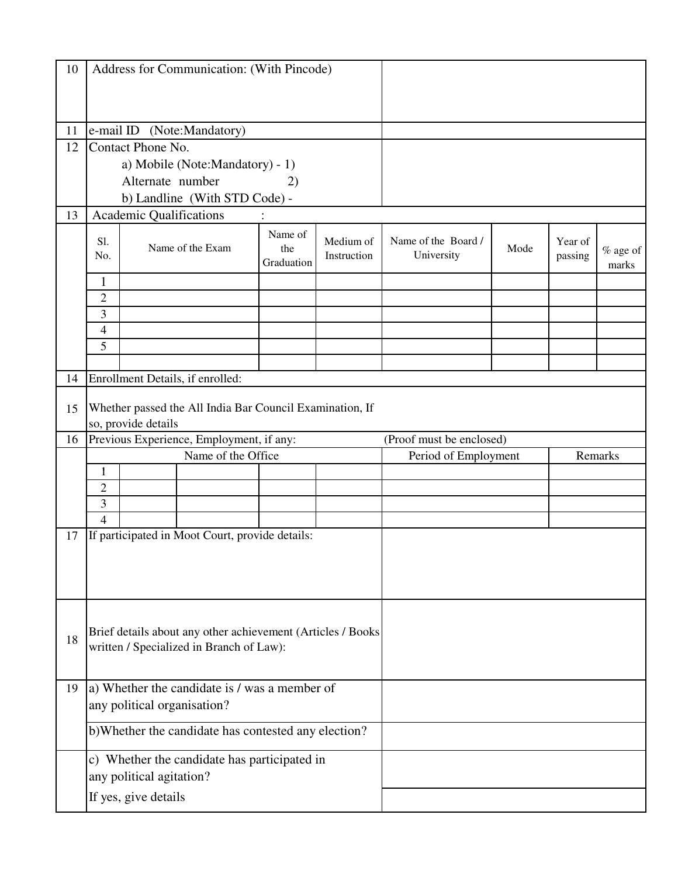| 10 | Address for Communication: (With Pincode) | | | | | | | |
|---|---|---|---|---|---|---|---|---|
| 11 | e-mail ID (Note:Mandatory) | | | | | | | |
| 12 | Contact Phone No.<br>a) Mobile (Note:Mandatory) - 1)<br>Alternate number 2)<br>b) Landline (With STD Code) - | | | | | | | |
| 13 | Academic Qualifications : | | | | | | | |

| Sl. No. | Name of the Exam | Name of the Graduation | Medium of Instruction | Name of the Board / University | Mode | Year of passing | % age of marks |
|---|---|---|---|---|---|---|---|
| 1 | | | | | | | |
| 2 | | | | | | | |
| 3 | | | | | | | |
| 4 | | | | | | | |
| 5 | | | | | | | |
| | | | | | | | |

| 14 | Enrollment Details, if enrolled: | |
|---|---|---|
| 15 | Whether passed the All India Bar Council Examination, If so, provide details | |
| 16 | Previous Experience, Employment, if any: | (Proof must be enclosed) |

| Sl. No. | Name of the Office | Period of Employment | Remarks |
|---|---|---|---|
| 1 | | | |
| 2 | | | |
| 3 | | | |
| 4 | | | |

| 17 | If participated in Moot Court, provide details: | |
|---|---|---|
| 18 | Brief details about any other achievement (Articles / Books written / Specialized in Branch of Law): | |
| 19 | a) Whether the candidate is / was a member of any political organisation? | |
| | b)Whether the candidate has contested any election? | |
| | c) Whether the candidate has participated in any political agitation? | |
| | If yes, give details | |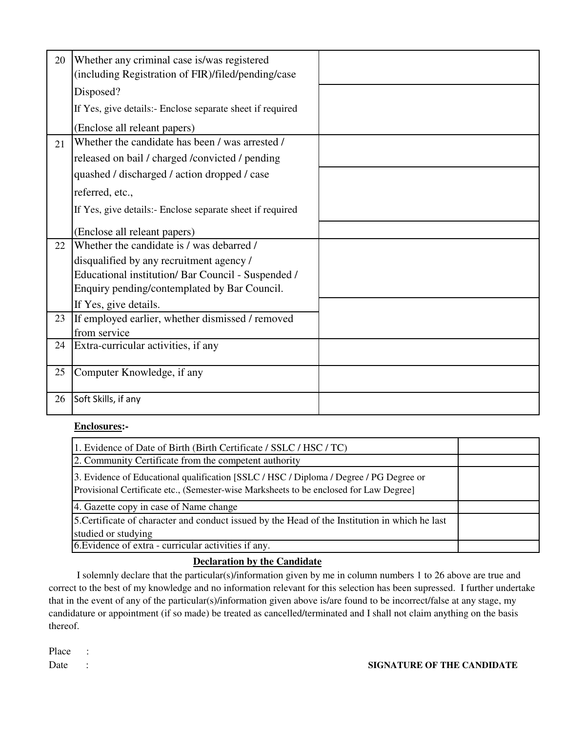| | | |
|---|---|---|
| 20 | Whether any criminal case is/was registered (including Registration of FIR)/filed/pending/case Disposed?<br>If Yes, give details:- Enclose separate sheet if required<br>(Enclose all releant papers) | |
| 21 | Whether the candidate has been / was arrested / released on bail / charged /convicted / pending quashed / discharged / action dropped / case referred, etc.,<br>If Yes, give details:- Enclose separate sheet if required<br>(Enclose all releant papers) | |
| 22 | Whether the candidate is / was debarred / disqualified by any recruitment agency / Educational institution/ Bar Council - Suspended / Enquiry pending/contemplated by Bar Council.<br>If Yes, give details. | |
| 23 | If employed earlier, whether dismissed / removed from service | |
| 24 | Extra-curricular activities, if any | |
| 25 | Computer Knowledge, if any | |
| 26 | Soft Skills, if any | |

**Enclosures:-**

| | |
|---|---|
| 1. Evidence of Date of Birth (Birth Certificate / SSLC / HSC / TC) | |
| 2. Community Certificate from the competent authority | |
| 3. Evidence of Educational qualification [SSLC / HSC / Diploma / Degree / PG Degree or Provisional Certificate etc., (Semester-wise Marksheets to be enclosed for Law Degree] | |
| 4. Gazette copy in case of Name change | |
| 5.Certificate of character and conduct issued by the Head of the Institution in which he last studied or studying | |
| 6.Evidence of extra - curricular activities if any. | |

**Declaration by the Candidate**

I solemnly declare that the particular(s)/information given by me in column numbers 1 to 26 above are true and correct to the best of my knowledge and no information relevant for this selection has been supressed. I further undertake that in the event of any of the particular(s)/information given above is/are found to be incorrect/false at any stage, my candidature or appointment (if so made) be treated as cancelled/terminated and I shall not claim anything on the basis thereof.

Place :

Date :

**SIGNATURE OF THE CANDIDATE**